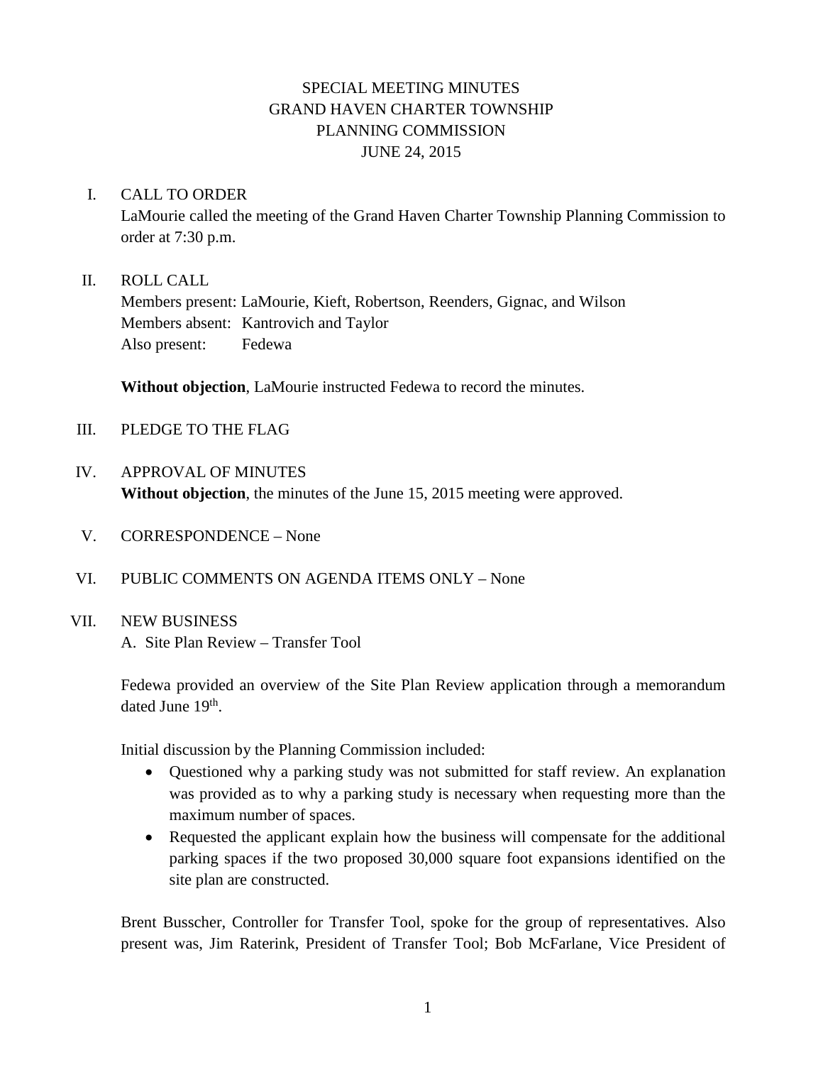# SPECIAL MEETING MINUTES
# GRAND HAVEN CHARTER TOWNSHIP
# PLANNING COMMISSION
# JUNE 24, 2015

I. CALL TO ORDER

LaMourie called the meeting of the Grand Haven Charter Township Planning Commission to order at 7:30 p.m.

II. ROLL CALL

Members present: LaMourie, Kieft, Robertson, Reenders, Gignac, and Wilson
Members absent: Kantrovich and Taylor
Also present: Fedewa

**Without objection**, LaMourie instructed Fedewa to record the minutes.

III. PLEDGE TO THE FLAG

IV. APPROVAL OF MINUTES

**Without objection**, the minutes of the June 15, 2015 meeting were approved.

V. CORRESPONDENCE – None

VI. PUBLIC COMMENTS ON AGENDA ITEMS ONLY – None

VII. NEW BUSINESS

A. Site Plan Review – Transfer Tool

Fedewa provided an overview of the Site Plan Review application through a memorandum dated June 19th.

Initial discussion by the Planning Commission included:

- Questioned why a parking study was not submitted for staff review. An explanation was provided as to why a parking study is necessary when requesting more than the maximum number of spaces.
- Requested the applicant explain how the business will compensate for the additional parking spaces if the two proposed 30,000 square foot expansions identified on the site plan are constructed.

Brent Busscher, Controller for Transfer Tool, spoke for the group of representatives. Also present was, Jim Raterink, President of Transfer Tool; Bob McFarlane, Vice President of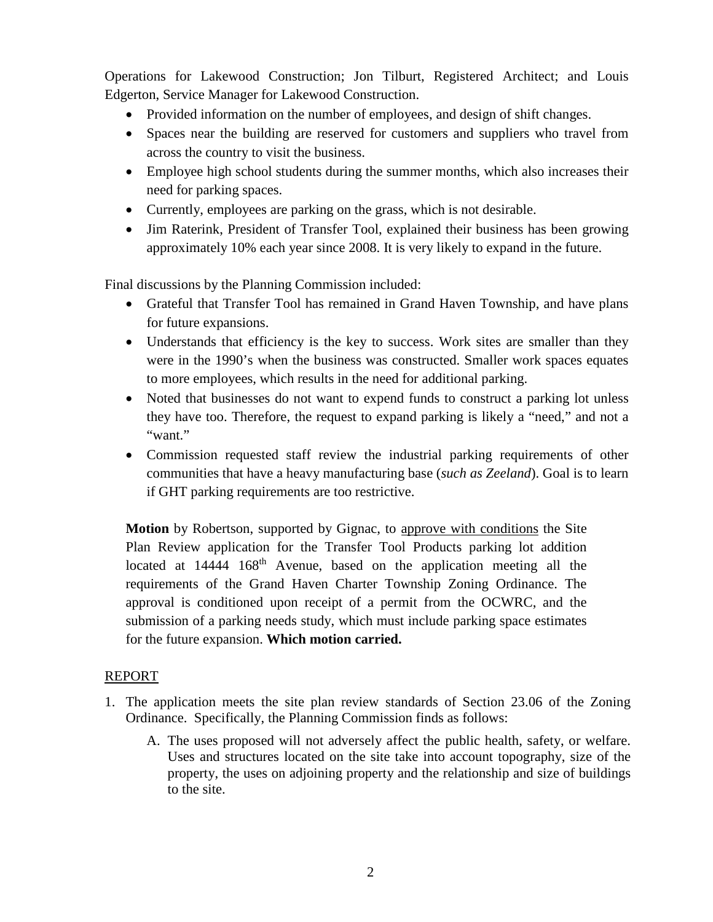Operations for Lakewood Construction; Jon Tilburt, Registered Architect; and Louis Edgerton, Service Manager for Lakewood Construction.

- Provided information on the number of employees, and design of shift changes.
- Spaces near the building are reserved for customers and suppliers who travel from across the country to visit the business.
- Employee high school students during the summer months, which also increases their need for parking spaces.
- Currently, employees are parking on the grass, which is not desirable.
- Jim Raterink, President of Transfer Tool, explained their business has been growing approximately 10% each year since 2008. It is very likely to expand in the future.

Final discussions by the Planning Commission included:

- Grateful that Transfer Tool has remained in Grand Haven Township, and have plans for future expansions.
- Understands that efficiency is the key to success. Work sites are smaller than they were in the 1990's when the business was constructed. Smaller work spaces equates to more employees, which results in the need for additional parking.
- Noted that businesses do not want to expend funds to construct a parking lot unless they have too. Therefore, the request to expand parking is likely a "need," and not a "want."
- Commission requested staff review the industrial parking requirements of other communities that have a heavy manufacturing base (*such as Zeeland*). Goal is to learn if GHT parking requirements are too restrictive.

> **Motion** by Robertson, supported by Gignac, to <u>approve with conditions</u> the Site Plan Review application for the Transfer Tool Products parking lot addition located at 14444 168th Avenue, based on the application meeting all the requirements of the Grand Haven Charter Township Zoning Ordinance. The approval is conditioned upon receipt of a permit from the OCWRC, and the submission of a parking needs study, which must include parking space estimates for the future expansion. **Which motion carried.**

<u>REPORT</u>

1. The application meets the site plan review standards of Section 23.06 of the Zoning Ordinance. Specifically, the Planning Commission finds as follows:
   A. The uses proposed will not adversely affect the public health, safety, or welfare. Uses and structures located on the site take into account topography, size of the property, the uses on adjoining property and the relationship and size of buildings to the site.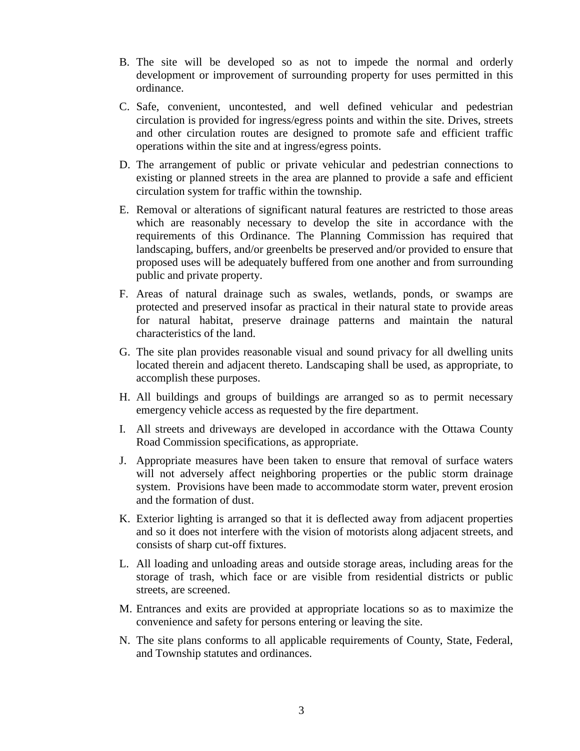B. The site will be developed so as not to impede the normal and orderly development or improvement of surrounding property for uses permitted in this ordinance.

C. Safe, convenient, uncontested, and well defined vehicular and pedestrian circulation is provided for ingress/egress points and within the site. Drives, streets and other circulation routes are designed to promote safe and efficient traffic operations within the site and at ingress/egress points.

D. The arrangement of public or private vehicular and pedestrian connections to existing or planned streets in the area are planned to provide a safe and efficient circulation system for traffic within the township.

E. Removal or alterations of significant natural features are restricted to those areas which are reasonably necessary to develop the site in accordance with the requirements of this Ordinance. The Planning Commission has required that landscaping, buffers, and/or greenbelts be preserved and/or provided to ensure that proposed uses will be adequately buffered from one another and from surrounding public and private property.

F. Areas of natural drainage such as swales, wetlands, ponds, or swamps are protected and preserved insofar as practical in their natural state to provide areas for natural habitat, preserve drainage patterns and maintain the natural characteristics of the land.

G. The site plan provides reasonable visual and sound privacy for all dwelling units located therein and adjacent thereto. Landscaping shall be used, as appropriate, to accomplish these purposes.

H. All buildings and groups of buildings are arranged so as to permit necessary emergency vehicle access as requested by the fire department.

I. All streets and driveways are developed in accordance with the Ottawa County Road Commission specifications, as appropriate.

J. Appropriate measures have been taken to ensure that removal of surface waters will not adversely affect neighboring properties or the public storm drainage system. Provisions have been made to accommodate storm water, prevent erosion and the formation of dust.

K. Exterior lighting is arranged so that it is deflected away from adjacent properties and so it does not interfere with the vision of motorists along adjacent streets, and consists of sharp cut-off fixtures.

L. All loading and unloading areas and outside storage areas, including areas for the storage of trash, which face or are visible from residential districts or public streets, are screened.

M. Entrances and exits are provided at appropriate locations so as to maximize the convenience and safety for persons entering or leaving the site.

N. The site plans conforms to all applicable requirements of County, State, Federal, and Township statutes and ordinances.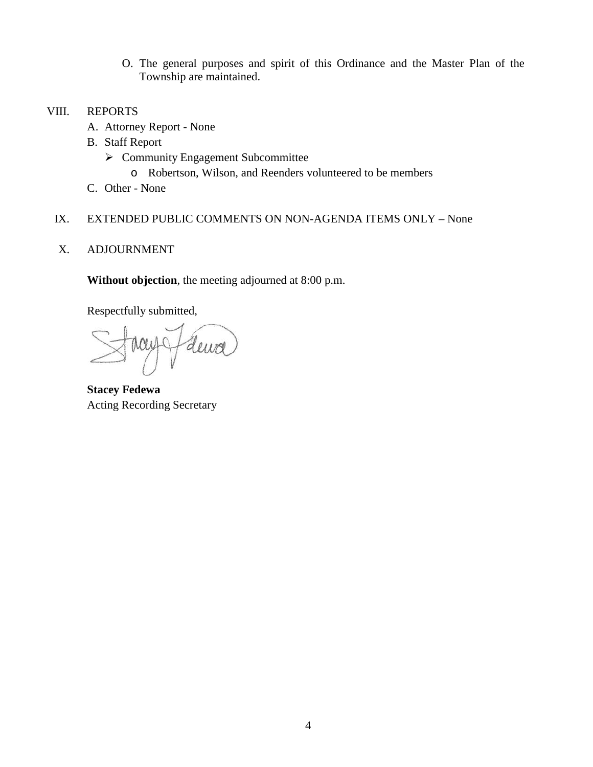O. The general purposes and spirit of this Ordinance and the Master Plan of the Township are maintained.

VIII. REPORTS

A. Attorney Report - None

B. Staff Report

- Community Engagement Subcommittee
  - Robertson, Wilson, and Reenders volunteered to be members

C. Other - None

IX. EXTENDED PUBLIC COMMENTS ON NON-AGENDA ITEMS ONLY – None

X. ADJOURNMENT

**Without objection**, the meeting adjourned at 8:00 p.m.

Respectfully submitted,

**Stacey Fedewa**
Acting Recording Secretary